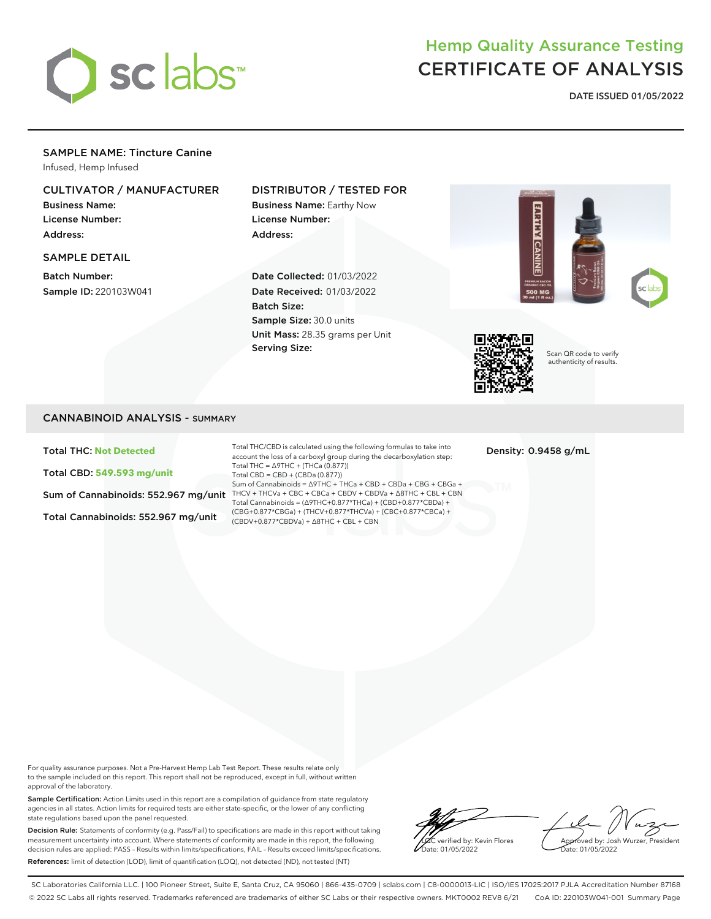# Hemp Quality Assurance Testing
# CERTIFICATE OF ANALYSIS

**DATE ISSUED 01/05/2022**

## SAMPLE NAME: Tincture Canine

Infused, Hemp Infused

### CULTIVATOR / MANUFACTURER

**Business Name:**
**License Number:**
**Address:**

### DISTRIBUTOR / TESTED FOR

**Business Name:** Earthy Now
**License Number:**
**Address:**

### SAMPLE DETAIL

**Batch Number:**
**Sample ID:** 220103W041

**Date Collected:** 01/03/2022
**Date Received:** 01/03/2022
**Batch Size:**
**Sample Size:** 30.0 units
**Unit Mass:** 28.35 grams per Unit
**Serving Size:**

Scan QR code to verify authenticity of results.

## CANNABINOID ANALYSIS - SUMMARY

**Total THC:** Not Detected

**Total CBD:** 549.593 mg/unit

**Sum of Cannabinoids:** 552.967 mg/unit

**Total Cannabinoids:** 552.967 mg/unit

Total THC/CBD is calculated using the following formulas to take into account the loss of a carboxyl group during the decarboxylation step:
Total THC = Δ9THC + (THCa (0.877))
Total CBD = CBD + (CBDa (0.877))
Sum of Cannabinoids = Δ9THC + THCa + CBD + CBDa + CBG + CBGa + THCV + THCVa + CBC + CBCa + CBDV + CBDVa + Δ8THC + CBL + CBN
Total Cannabinoids = (Δ9THC+0.877*THCa) + (CBD+0.877*CBDa) + (CBG+0.877*CBGa) + (THCV+0.877*THCVa) + (CBC+0.877*CBCa) + (CBDV+0.877*CBDVa) + Δ8THC + CBL + CBN

**Density:** 0.9458 g/mL

For quality assurance purposes. Not a Pre-Harvest Hemp Lab Test Report. These results relate only to the sample included on this report. This report shall not be reproduced, except in full, without written approval of the laboratory.

**Sample Certification:** Action Limits used in this report are a compilation of guidance from state regulatory agencies in all states. Action limits for required tests are either state-specific, or the lower of any conflicting state regulations based upon the panel requested.

**Decision Rule:** Statements of conformity (e.g. Pass/Fail) to specifications are made in this report without taking measurement uncertainty into account. Where statements of conformity are made in this report, the following decision rules are applied: PASS – Results within limits/specifications, FAIL – Results exceed limits/specifications.

**References:** limit of detection (LOD), limit of quantification (LOQ), not detected (ND), not tested (NT)

LQC verified by: Kevin Flores
Date: 01/05/2022

Approved by: Josh Wurzer, President
Date: 01/05/2022

SC Laboratories California LLC. | 100 Pioneer Street, Suite E, Santa Cruz, CA 95060 | 866-435-0709 | sclabs.com | C8-0000013-LIC | ISO/IES 17025:2017 PJLA Accreditation Number 87168
© 2022 SC Labs all rights reserved. Trademarks referenced are trademarks of either SC Labs or their respective owners. MKT0002 REV8 6/21 CoA ID: 220103W041-001 Summary Page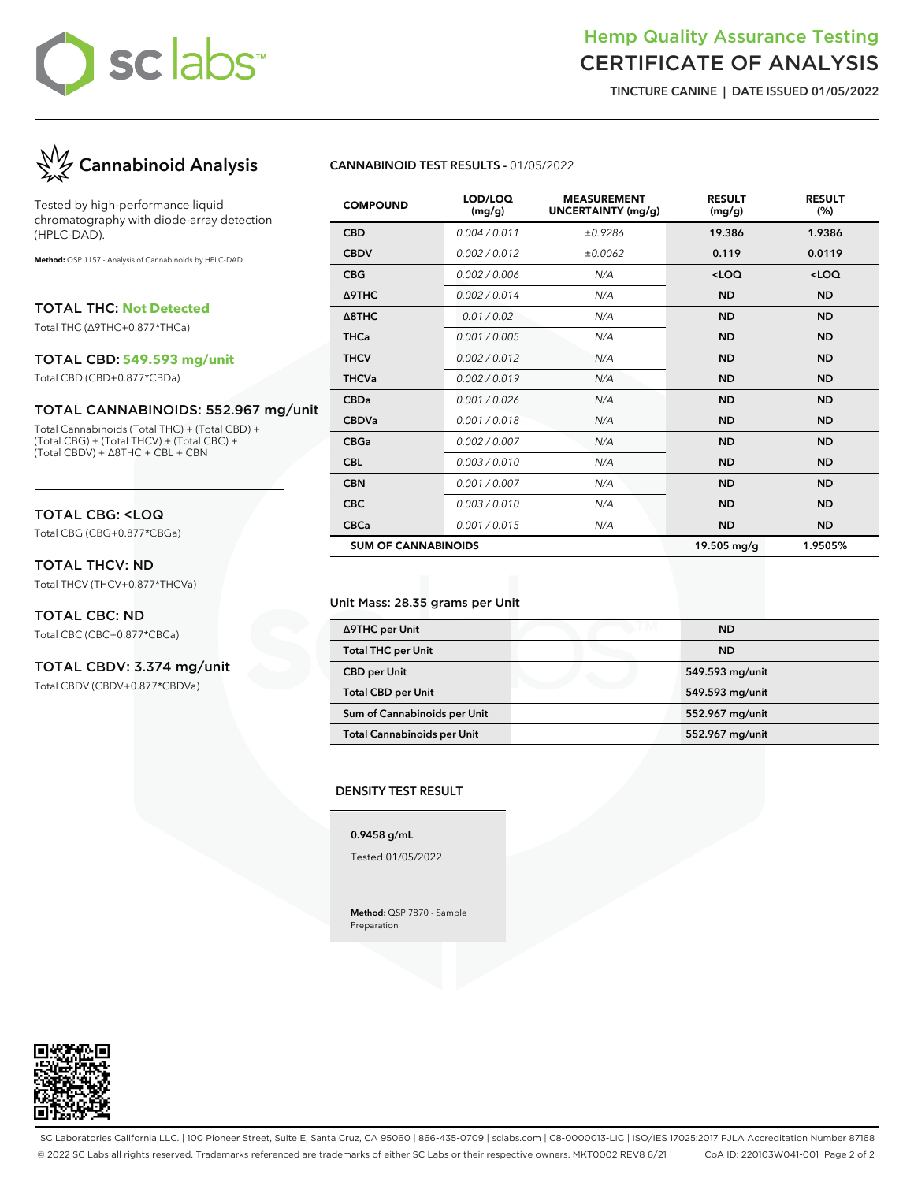# Hemp Quality Assurance Testing
# CERTIFICATE OF ANALYSIS

TINCTURE CANINE | DATE ISSUED 01/05/2022

## Cannabinoid Analysis

Tested by high-performance liquid chromatography with diode-array detection (HPLC-DAD).

**Method:** QSP 1157 - Analysis of Cannabinoids by HPLC-DAD

### TOTAL THC: Not Detected

Total THC (Δ9THC+0.877*THCa)

### TOTAL CBD: 549.593 mg/unit

Total CBD (CBD+0.877*CBDa)

### TOTAL CANNABINOIDS: 552.967 mg/unit

Total Cannabinoids (Total THC) + (Total CBD) + (Total CBG) + (Total THCV) + (Total CBC) + (Total CBDV) + Δ8THC + CBL + CBN

### TOTAL CBG: <LOQ

Total CBG (CBG+0.877*CBGa)

### TOTAL THCV: ND

Total THCV (THCV+0.877*THCVa)

### TOTAL CBC: ND

Total CBC (CBC+0.877*CBCa)

### TOTAL CBDV: 3.374 mg/unit

Total CBDV (CBDV+0.877*CBDVa)

**CANNABINOID TEST RESULTS** - 01/05/2022

| COMPOUND | LOD/LOQ (mg/g) | MEASUREMENT UNCERTAINTY (mg/g) | RESULT (mg/g) | RESULT (%) |
|---|---|---|---|---|
| CBD | *0.004 / 0.011* | *±0.9286* | 19.386 | 1.9386 |
| CBDV | *0.002 / 0.012* | *±0.0062* | 0.119 | 0.0119 |
| CBG | *0.002 / 0.006* | *N/A* | <LOQ | <LOQ |
| Δ9THC | *0.002 / 0.014* | *N/A* | ND | ND |
| Δ8THC | *0.01 / 0.02* | *N/A* | ND | ND |
| THCa | *0.001 / 0.005* | *N/A* | ND | ND |
| THCV | *0.002 / 0.012* | *N/A* | ND | ND |
| THCVa | *0.002 / 0.019* | *N/A* | ND | ND |
| CBDa | *0.001 / 0.026* | *N/A* | ND | ND |
| CBDVa | *0.001 / 0.018* | *N/A* | ND | ND |
| CBGa | *0.002 / 0.007* | *N/A* | ND | ND |
| CBL | *0.003 / 0.010* | *N/A* | ND | ND |
| CBN | *0.001 / 0.007* | *N/A* | ND | ND |
| CBC | *0.003 / 0.010* | *N/A* | ND | ND |
| CBCa | *0.001 / 0.015* | *N/A* | ND | ND |
| **SUM OF CANNABINOIDS** | | | 19.505 mg/g | 1.9505% |

Unit Mass: 28.35 grams per Unit

| | |
|---|---|
| Δ9THC per Unit | ND |
| Total THC per Unit | ND |
| CBD per Unit | 549.593 mg/unit |
| Total CBD per Unit | 549.593 mg/unit |
| Sum of Cannabinoids per Unit | 552.967 mg/unit |
| Total Cannabinoids per Unit | 552.967 mg/unit |

**DENSITY TEST RESULT**

**0.9458 g/mL**

Tested 01/05/2022

**Method:** QSP 7870 - Sample Preparation

SC Laboratories California LLC. | 100 Pioneer Street, Suite E, Santa Cruz, CA 95060 | 866-435-0709 | sclabs.com | C8-0000013-LIC | ISO/IES 17025:2017 PJLA Accreditation Number 87168
© 2022 SC Labs all rights reserved. Trademarks referenced are trademarks of either SC Labs or their respective owners. MKT0002 REV8 6/21 CoA ID: 220103W041-001